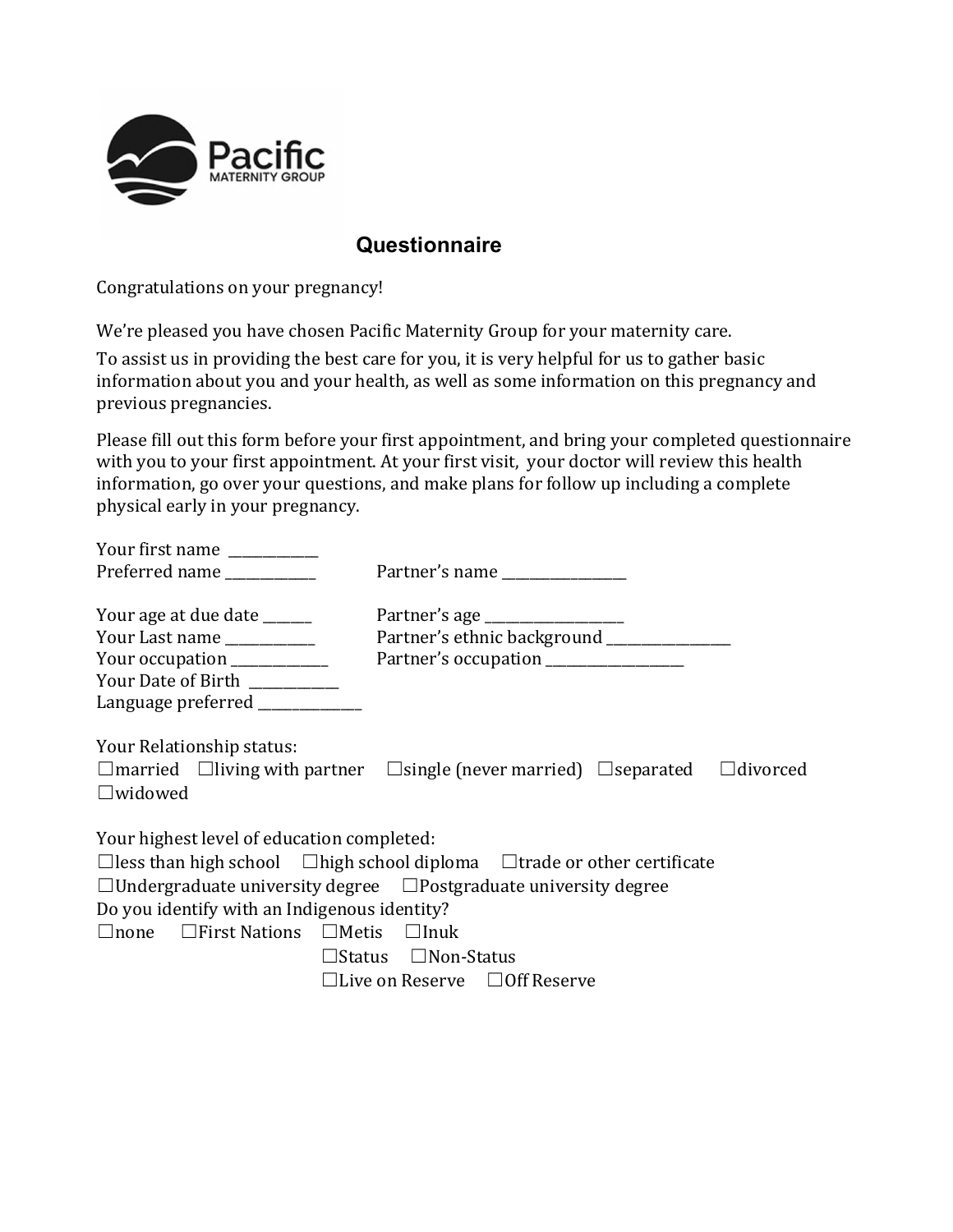Pacific MATERNITY GROUP

# Questionnaire

Congratulations on your pregnancy!

We're pleased you have chosen Pacific Maternity Group for your maternity care.

To assist us in providing the best care for you, it is very helpful for us to gather basic information about you and your health, as well as some information on this pregnancy and previous pregnancies.

Please fill out this form before your first appointment, and bring your completed questionnaire with you to your first appointment. At your first visit, your doctor will review this health information, go over your questions, and make plans for follow up including a complete physical early in your pregnancy.

Your first name ____________

Preferred name ____________

Partner's name ________________

Your age at due date ______

Your Last name ____________

Your occupation _____________

Your Date of Birth ____________

Language preferred ______________

Partner's age __________________

Partner's ethnic background ________________

Partner's occupation ___________________

Your Relationship status:

☐married ☐living with partner ☐single (never married) ☐separated ☐divorced ☐widowed

Your highest level of education completed:

☐less than high school ☐high school diploma ☐trade or other certificate

☐Undergraduate university degree ☐Postgraduate university degree

Do you identify with an Indigenous identity?

☐none ☐First Nations ☐Metis ☐Inuk

☐Status ☐Non-Status

☐Live on Reserve ☐Off Reserve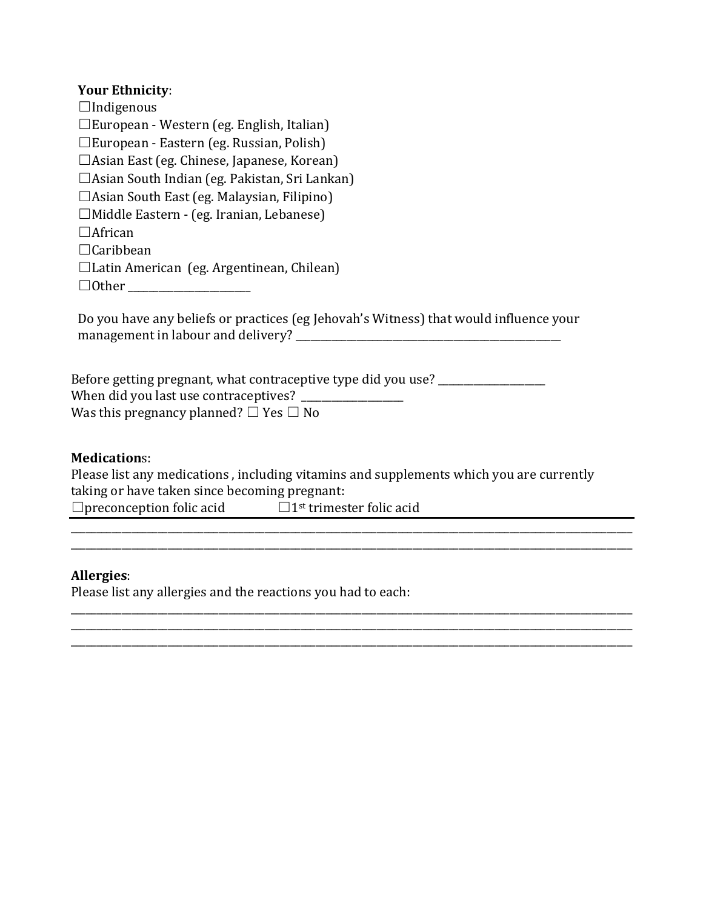**Your Ethnicity**:

☐Indigenous
☐European - Western (eg. English, Italian)
☐European - Eastern (eg. Russian, Polish)
☐Asian East (eg. Chinese, Japanese, Korean)
☐Asian South Indian (eg. Pakistan, Sri Lankan)
☐Asian South East (eg. Malaysian, Filipino)
☐Middle Eastern - (eg. Iranian, Lebanese)
☐African
☐Caribbean
☐Latin American (eg. Argentinean, Chilean)
☐Other ______________________

Do you have any beliefs or practices (eg Jehovah's Witness) that would influence your management in labour and delivery? ________________________________________________

Before getting pregnant, what contraceptive type did you use? __________________
When did you last use contraceptives? _________________
Was this pregnancy planned? ☐ Yes ☐ No

**Medications**:

Please list any medications , including vitamins and supplements which you are currently taking or have taken since becoming pregnant:

☐preconception folic acid ☐1st trimester folic acid

______________________________________________________________________________________________
______________________________________________________________________________________________

**Allergies**:

Please list any allergies and the reactions you had to each:

______________________________________________________________________________________________
______________________________________________________________________________________________
______________________________________________________________________________________________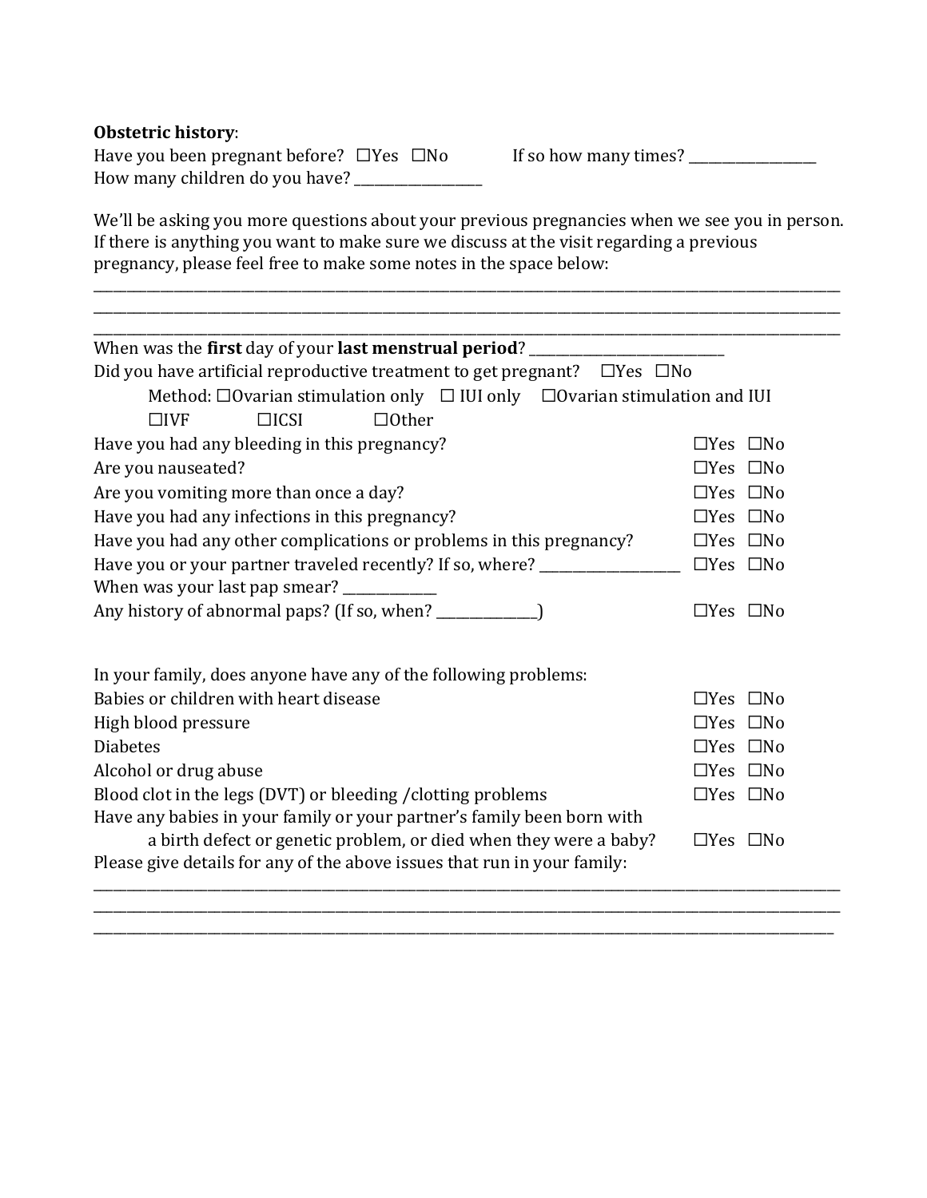**Obstetric history**:

Have you been pregnant before? ☐Yes ☐No If so how many times? __________________

How many children do you have? __________________

We'll be asking you more questions about your previous pregnancies when we see you in person. If there is anything you want to make sure we discuss at the visit regarding a previous pregnancy, please feel free to make some notes in the space below:

______________________________________________________________________________________________

______________________________________________________________________________________________

______________________________________________________________________________________________

When was the **first** day of your **last menstrual period**? ____________________________

Did you have artificial reproductive treatment to get pregnant? ☐Yes ☐No

Method: ☐Ovarian stimulation only ☐ IUI only ☐Ovarian stimulation and IUI ☐IVF ☐ICSI ☐Other

| | |
|---|---|
| Have you had any bleeding in this pregnancy? | ☐Yes ☐No |
| Are you nauseated? | ☐Yes ☐No |
| Are you vomiting more than once a day? | ☐Yes ☐No |
| Have you had any infections in this pregnancy? | ☐Yes ☐No |
| Have you had any other complications or problems in this pregnancy? | ☐Yes ☐No |
| Have you or your partner traveled recently? If so, where? ___________________ | ☐Yes ☐No |
| When was your last pap smear? _____________ | |
| Any history of abnormal paps? (If so, when? ______________) | ☐Yes ☐No |

In your family, does anyone have any of the following problems:

| | |
|---|---|
| Babies or children with heart disease | ☐Yes ☐No |
| High blood pressure | ☐Yes ☐No |
| Diabetes | ☐Yes ☐No |
| Alcohol or drug abuse | ☐Yes ☐No |
| Blood clot in the legs (DVT) or bleeding /clotting problems | ☐Yes ☐No |
| Have any babies in your family or your partner's family been born with a birth defect or genetic problem, or died when they were a baby? | ☐Yes ☐No |

Please give details for any of the above issues that run in your family:

______________________________________________________________________________________________

______________________________________________________________________________________________

______________________________________________________________________________________________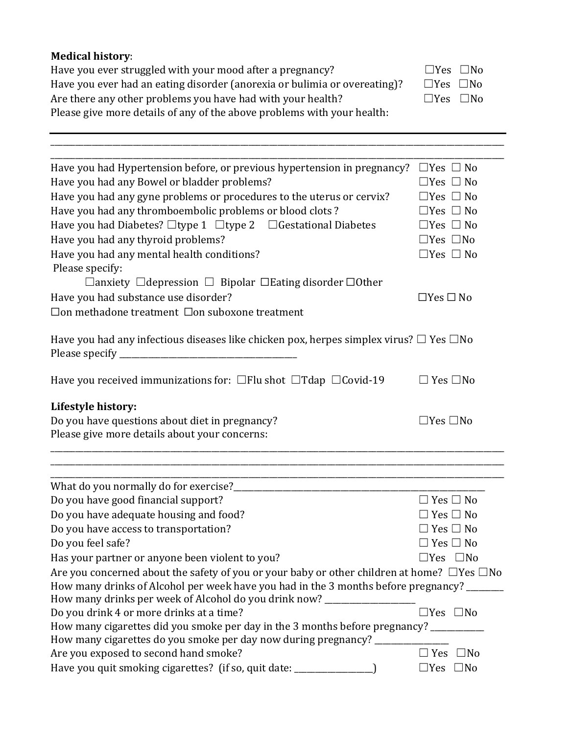**Medical history**:

Have you ever struggled with your mood after a pregnancy? ☐Yes ☐No

Have you ever had an eating disorder (anorexia or bulimia or overeating)? ☐Yes ☐No

Are there any other problems you have had with your health? ☐Yes ☐No

Please give more details of any of the above problems with your health:

---

________________________________________________________________________________

________________________________________________________________________________

Have you had Hypertension before, or previous hypertension in pregnancy? ☐Yes ☐ No

Have you had any Bowel or bladder problems? ☐Yes ☐ No

Have you had any gyne problems or procedures to the uterus or cervix? ☐Yes ☐ No

Have you had any thromboembolic problems or blood clots ? ☐Yes ☐ No

Have you had Diabetes? ☐type 1 ☐type 2 ☐Gestational Diabetes ☐Yes ☐ No

Have you had any thyroid problems? ☐Yes ☐No

Have you had any mental health conditions? ☐Yes ☐ No

Please specify:

☐anxiety ☐depression ☐ Bipolar ☐Eating disorder ☐Other

Have you had substance use disorder? ☐Yes ☐ No

☐on methadone treatment ☐on suboxone treatment

Have you had any infectious diseases like chicken pox, herpes simplex virus? ☐ Yes ☐No

Please specify ________________________________

Have you received immunizations for: ☐Flu shot ☐Tdap ☐Covid-19 ☐ Yes ☐No

**Lifestyle history:**

Do you have questions about diet in pregnancy? ☐Yes ☐No

Please give more details about your concerns:

________________________________________________________________________________

________________________________________________________________________________

________________________________________________________________________________

What do you normally do for exercise?________________________________________________

Do you have good financial support? ☐ Yes ☐ No

Do you have adequate housing and food? ☐ Yes ☐ No

Do you have access to transportation? ☐ Yes ☐ No

Do you feel safe? ☐ Yes ☐ No

Has your partner or anyone been violent to you? ☐Yes ☐No

Are you concerned about the safety of you or your baby or other children at home? ☐Yes ☐No

How many drinks of Alcohol per week have you had in the 3 months before pregnancy? ________

How many drinks per week of Alcohol do you drink now? ____________________

Do you drink 4 or more drinks at a time? ☐Yes ☐No

How many cigarettes did you smoke per day in the 3 months before pregnancy? ____________

How many cigarettes do you smoke per day now during pregnancy? ________________

Are you exposed to second hand smoke? ☐ Yes ☐No

Have you quit smoking cigarettes? (if so, quit date: _________________) ☐Yes ☐No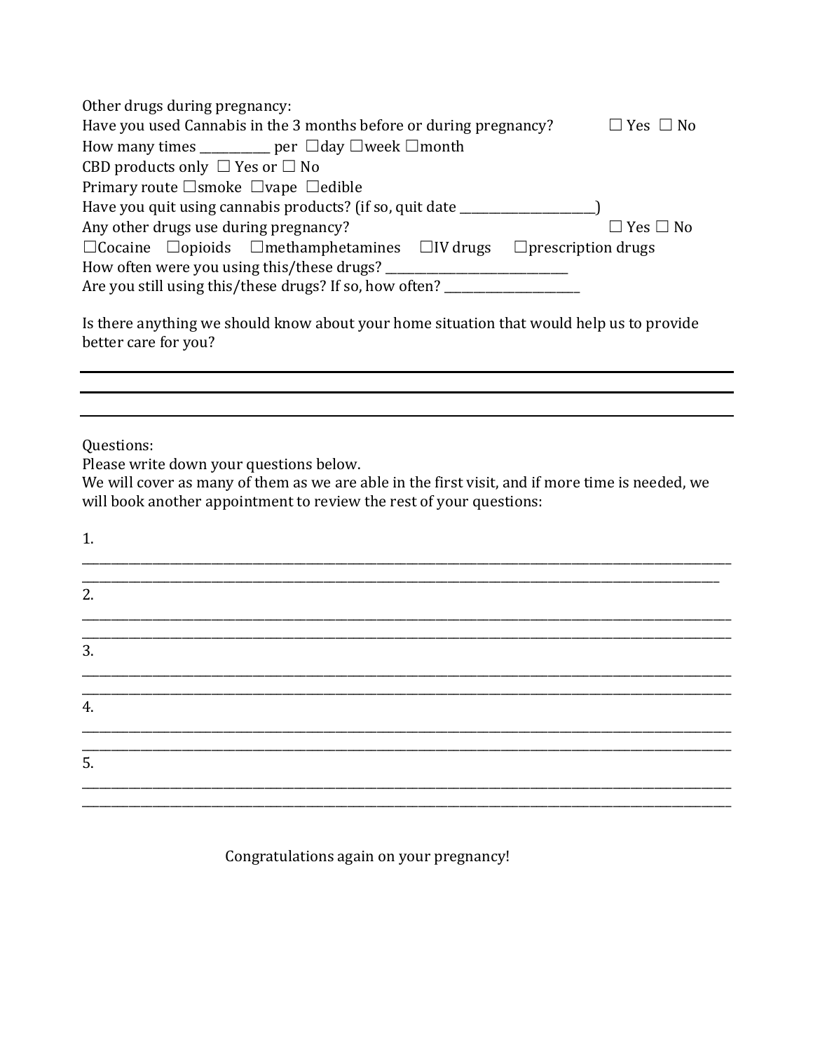Other drugs during pregnancy:

Have you used Cannabis in the 3 months before or during pregnancy? ☐ Yes ☐ No

How many times ___________ per ☐day ☐week ☐month

CBD products only ☐ Yes or ☐ No

Primary route ☐smoke ☐vape ☐edible

Have you quit using cannabis products? (if so, quit date ______________________)

Any other drugs use during pregnancy? ☐ Yes ☐ No

☐Cocaine ☐opioids ☐methamphetamines ☐IV drugs ☐prescription drugs

How often were you using this/these drugs? ____________________________

Are you still using this/these drugs? If so, how often? ______________________

Is there anything we should know about your home situation that would help us to provide better care for you?

___

___

___

Questions:

Please write down your questions below.

We will cover as many of them as we are able in the first visit, and if more time is needed, we will book another appointment to review the rest of your questions:

1.
______________________________________________________________________________
______________________________________________________________________________

2.
______________________________________________________________________________
______________________________________________________________________________

3.
______________________________________________________________________________
______________________________________________________________________________

4.
______________________________________________________________________________
______________________________________________________________________________

5.
______________________________________________________________________________
______________________________________________________________________________

Congratulations again on your pregnancy!